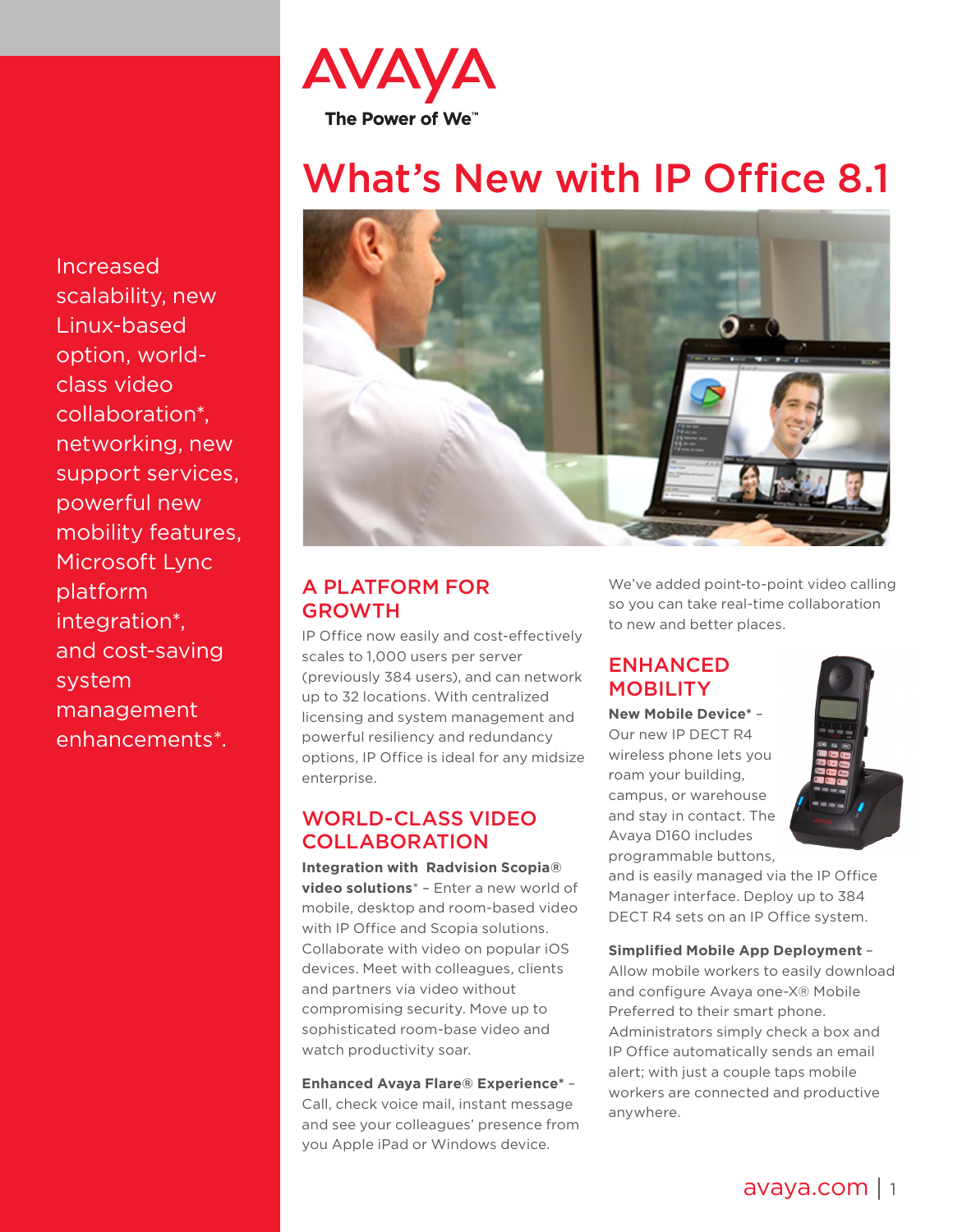AVAYA

The Power of We™

# What's New with IP Office 8.1

Increased scalability, new Linux-based option, world-class video collaboration*, networking, new support services, powerful new mobility features, Microsoft Lync platform integration*, and cost-saving system management enhancements*.

## A PLATFORM FOR GROWTH

IP Office now easily and cost-effectively scales to 1,000 users per server (previously 384 users), and can network up to 32 locations. With centralized licensing and system management and powerful resiliency and redundancy options, IP Office is ideal for any midsize enterprise.

## WORLD-CLASS VIDEO COLLABORATION

**Integration with Radvision Scopia® video solutions*** – Enter a new world of mobile, desktop and room-based video with IP Office and Scopia solutions. Collaborate with video on popular iOS devices. Meet with colleagues, clients and partners via video without compromising security. Move up to sophisticated room-base video and watch productivity soar.

**Enhanced Avaya Flare® Experience*** – Call, check voice mail, instant message and see your colleagues' presence from you Apple iPad or Windows device.

We've added point-to-point video calling so you can take real-time collaboration to new and better places.

## ENHANCED MOBILITY

**New Mobile Device*** – Our new IP DECT R4 wireless phone lets you roam your building, campus, or warehouse and stay in contact. The Avaya D160 includes programmable buttons, and is easily managed via the IP Office Manager interface. Deploy up to 384 DECT R4 sets on an IP Office system.

**Simplified Mobile App Deployment** – Allow mobile workers to easily download and configure Avaya one-X® Mobile Preferred to their smart phone. Administrators simply check a box and IP Office automatically sends an email alert; with just a couple taps mobile workers are connected and productive anywhere.

avaya.com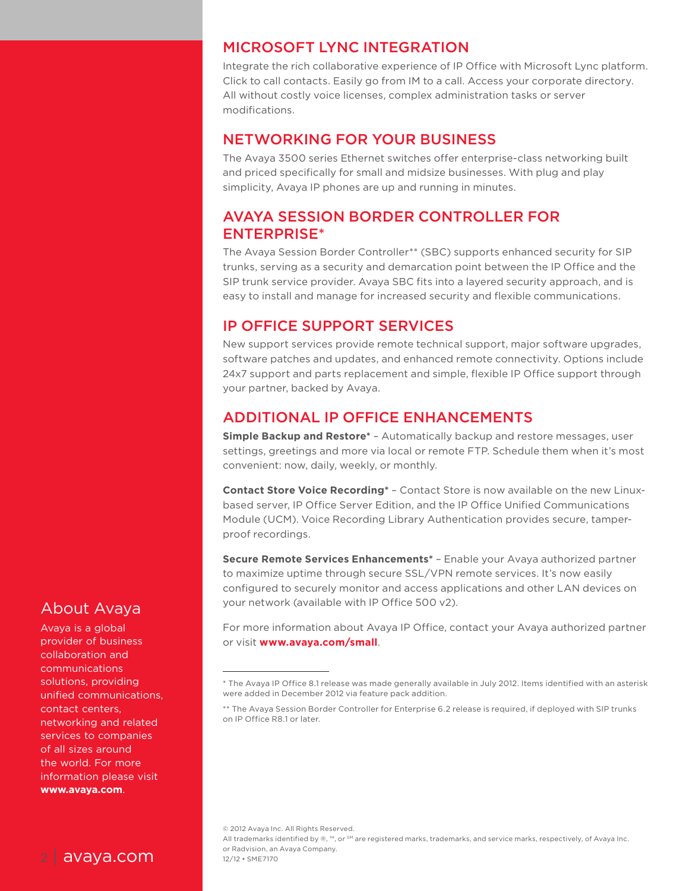## MICROSOFT LYNC INTEGRATION

Integrate the rich collaborative experience of IP Office with Microsoft Lync platform. Click to call contacts. Easily go from IM to a call. Access your corporate directory. All without costly voice licenses, complex administration tasks or server modifications.

## NETWORKING FOR YOUR BUSINESS

The Avaya 3500 series Ethernet switches offer enterprise-class networking built and priced specifically for small and midsize businesses. With plug and play simplicity, Avaya IP phones are up and running in minutes.

## AVAYA SESSION BORDER CONTROLLER FOR ENTERPRISE*

The Avaya Session Border Controller** (SBC) supports enhanced security for SIP trunks, serving as a security and demarcation point between the IP Office and the SIP trunk service provider. Avaya SBC fits into a layered security approach, and is easy to install and manage for increased security and flexible communications.

## IP OFFICE SUPPORT SERVICES

New support services provide remote technical support, major software upgrades, software patches and updates, and enhanced remote connectivity. Options include 24x7 support and parts replacement and simple, flexible IP Office support through your partner, backed by Avaya.

## ADDITIONAL IP OFFICE ENHANCEMENTS

**Simple Backup and Restore*** – Automatically backup and restore messages, user settings, greetings and more via local or remote FTP. Schedule them when it's most convenient: now, daily, weekly, or monthly.

**Contact Store Voice Recording*** – Contact Store is now available on the new Linux-based server, IP Office Server Edition, and the IP Office Unified Communications Module (UCM). Voice Recording Library Authentication provides secure, tamper-proof recordings.

**Secure Remote Services Enhancements*** – Enable your Avaya authorized partner to maximize uptime through secure SSL/VPN remote services. It's now easily configured to securely monitor and access applications and other LAN devices on your network (available with IP Office 500 v2).

For more information about Avaya IP Office, contact your Avaya authorized partner or visit **www.avaya.com/small**.

---

* The Avaya IP Office 8.1 release was made generally available in July 2012. Items identified with an asterisk were added in December 2012 via feature pack addition.

** The Avaya Session Border Controller for Enterprise 6.2 release is required, if deployed with SIP trunks on IP Office R8.1 or later.

## About Avaya

Avaya is a global provider of business collaboration and communications solutions, providing unified communications, contact centers, networking and related services to companies of all sizes around the world. For more information please visit **www.avaya.com**.

© 2012 Avaya Inc. All Rights Reserved.
All trademarks identified by ®, ™, or SM are registered marks, trademarks, and service marks, respectively, of Avaya Inc. or Radvision, an Avaya Company.
12/12 • SME7170